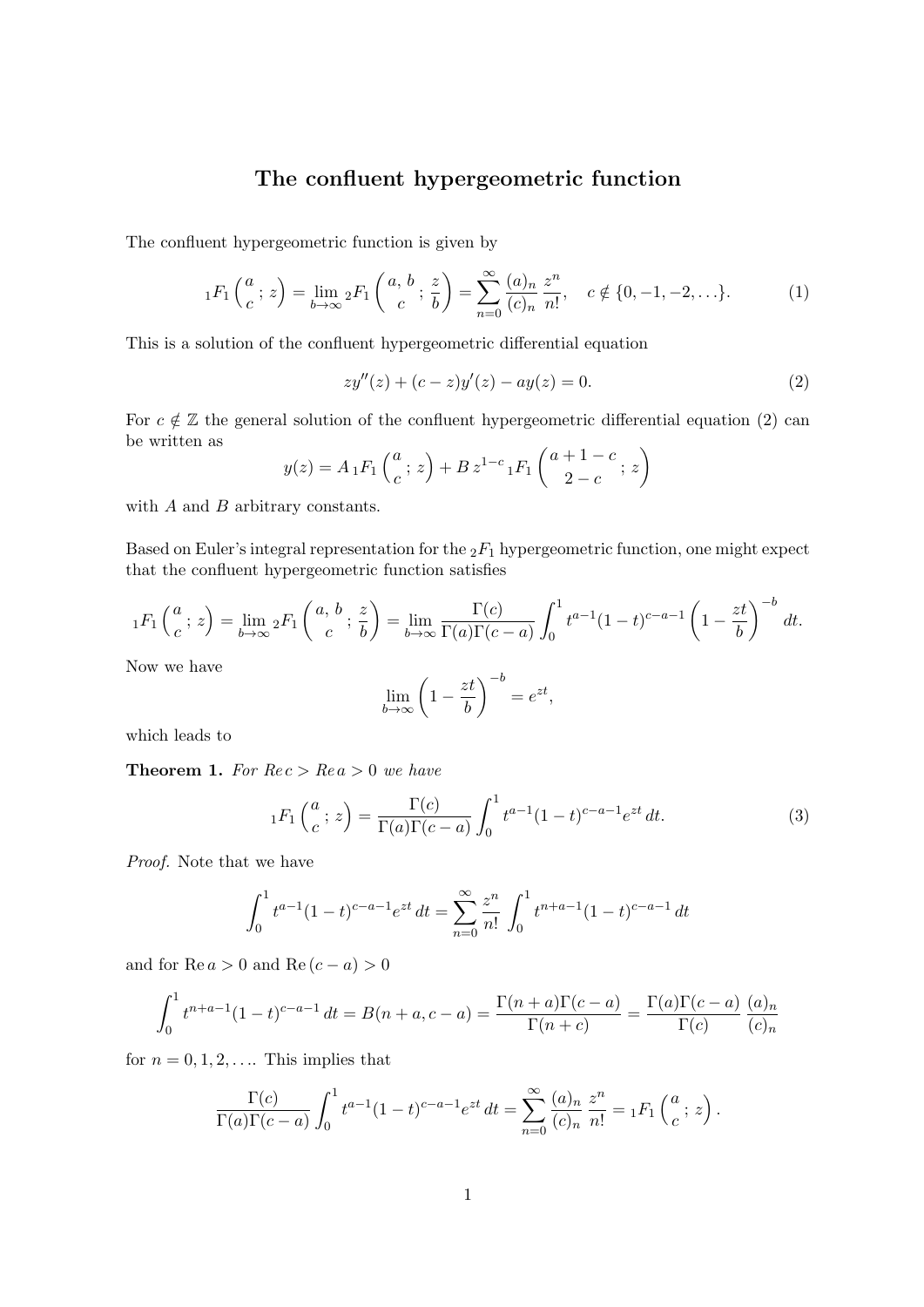# The confluent hypergeometric function

The confluent hypergeometric function is given by

$$ {}_1F_1\left(\begin{matrix} a \\ c \end{matrix}; z\right) = \lim_{b\to\infty} {}_2F_1\left(\begin{matrix} a,\, b \\ c \end{matrix}; \frac{z}{b}\right) = \sum_{n=0}^{\infty} \frac{(a)_n}{(c)_n} \frac{z^n}{n!}, \quad c \notin \{0, -1, -2, \ldots\}. \tag{1} $$

This is a solution of the confluent hypergeometric differential equation

$$ zy''(z) + (c - z)y'(z) - ay(z) = 0. \tag{2} $$

For $c \notin \mathbb{Z}$ the general solution of the confluent hypergeometric differential equation (2) can be written as

$$ y(z) = A\, {}_1F_1\left(\begin{matrix} a \\ c \end{matrix}; z\right) + B\, z^{1-c}\, {}_1F_1\left(\begin{matrix} a+1-c \\ 2-c \end{matrix}; z\right) $$

with $A$ and $B$ arbitrary constants.

Based on Euler's integral representation for the ${}_2F_1$ hypergeometric function, one might expect that the confluent hypergeometric function satisfies

$$ {}_1F_1\left(\begin{matrix} a \\ c \end{matrix}; z\right) = \lim_{b\to\infty} {}_2F_1\left(\begin{matrix} a,\, b \\ c \end{matrix}; \frac{z}{b}\right) = \lim_{b\to\infty} \frac{\Gamma(c)}{\Gamma(a)\Gamma(c-a)} \int_0^1 t^{a-1}(1-t)^{c-a-1}\left(1 - \frac{zt}{b}\right)^{-b} dt. $$

Now we have

$$ \lim_{b\to\infty} \left(1 - \frac{zt}{b}\right)^{-b} = e^{zt}, $$

which leads to

**Theorem 1.** *For $\operatorname{Re} c > \operatorname{Re} a > 0$ we have*

$$ {}_1F_1\left(\begin{matrix} a \\ c \end{matrix}; z\right) = \frac{\Gamma(c)}{\Gamma(a)\Gamma(c-a)} \int_0^1 t^{a-1}(1-t)^{c-a-1} e^{zt}\, dt. \tag{3} $$

*Proof.* Note that we have

$$ \int_0^1 t^{a-1}(1-t)^{c-a-1} e^{zt}\, dt = \sum_{n=0}^{\infty} \frac{z^n}{n!} \int_0^1 t^{n+a-1}(1-t)^{c-a-1}\, dt $$

and for $\operatorname{Re} a > 0$ and $\operatorname{Re}(c-a) > 0$

$$ \int_0^1 t^{n+a-1}(1-t)^{c-a-1}\, dt = B(n+a, c-a) = \frac{\Gamma(n+a)\Gamma(c-a)}{\Gamma(n+c)} = \frac{\Gamma(a)\Gamma(c-a)}{\Gamma(c)} \frac{(a)_n}{(c)_n} $$

for $n = 0, 1, 2, \ldots$. This implies that

$$ \frac{\Gamma(c)}{\Gamma(a)\Gamma(c-a)} \int_0^1 t^{a-1}(1-t)^{c-a-1} e^{zt}\, dt = \sum_{n=0}^{\infty} \frac{(a)_n}{(c)_n} \frac{z^n}{n!} = {}_1F_1\left(\begin{matrix} a \\ c \end{matrix}; z\right). $$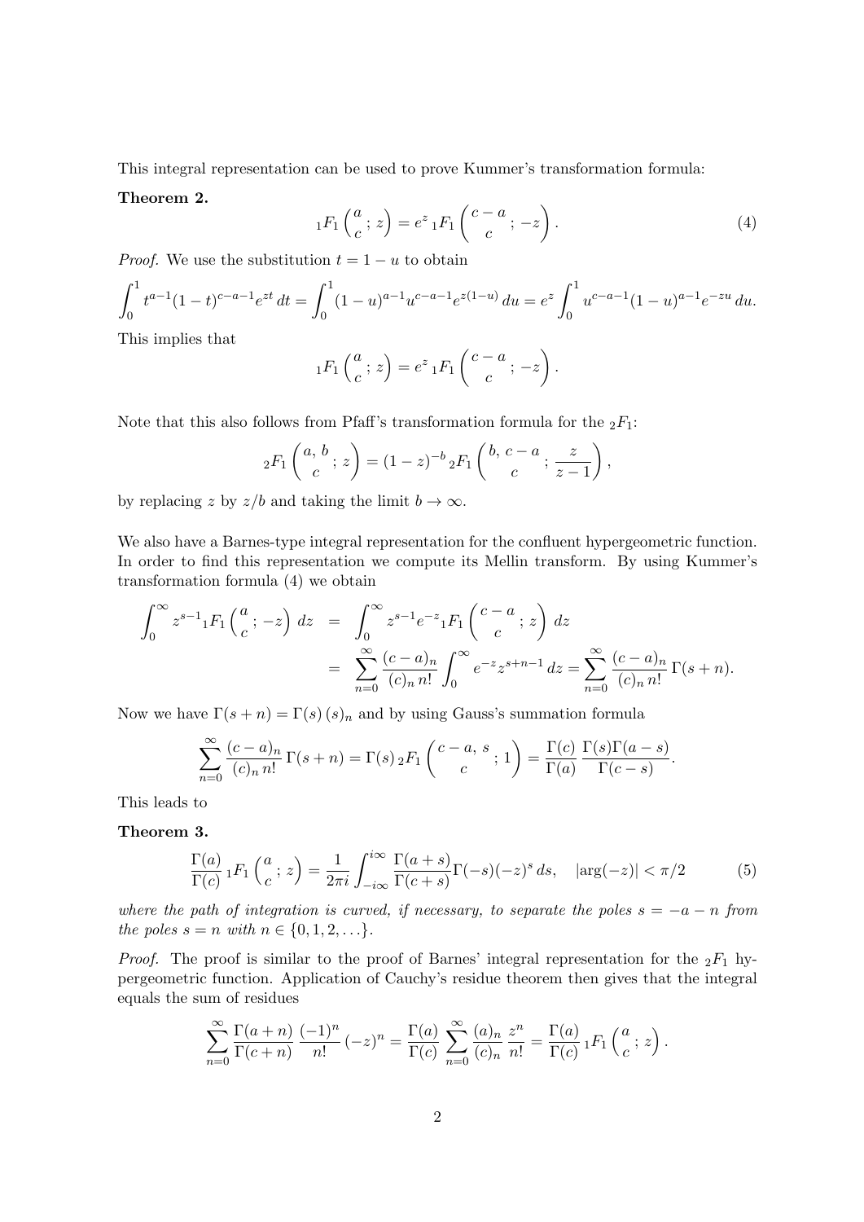This integral representation can be used to prove Kummer's transformation formula:

**Theorem 2.**

$$
{}_1F_1\left(\begin{matrix} a \\ c \end{matrix} ; z\right) = e^z \, {}_1F_1\left(\begin{matrix} c-a \\ c \end{matrix} ; -z\right). \tag{4}
$$

*Proof.* We use the substitution $t = 1 - u$ to obtain

$$
\int_0^1 t^{a-1}(1-t)^{c-a-1}e^{zt}\,dt = \int_0^1 (1-u)^{a-1}u^{c-a-1}e^{z(1-u)}\,du = e^z \int_0^1 u^{c-a-1}(1-u)^{a-1}e^{-zu}\,du.
$$

This implies that

$$
{}_1F_1\left(\begin{matrix} a \\ c \end{matrix} ; z\right) = e^z \, {}_1F_1\left(\begin{matrix} c-a \\ c \end{matrix} ; -z\right).
$$

Note that this also follows from Pfaff's transformation formula for the ${}_2F_1$:

$$
{}_2F_1\left(\begin{matrix} a,\, b \\ c \end{matrix} ; z\right) = (1-z)^{-b} \, {}_2F_1\left(\begin{matrix} b,\, c-a \\ c \end{matrix} ; \frac{z}{z-1}\right),
$$

by replacing $z$ by $z/b$ and taking the limit $b \to \infty$.

We also have a Barnes-type integral representation for the confluent hypergeometric function. In order to find this representation we compute its Mellin transform. By using Kummer's transformation formula (4) we obtain

$$
\begin{aligned}
\int_0^\infty z^{s-1} {}_1F_1\left(\begin{matrix} a \\ c \end{matrix} ; -z\right) dz &= \int_0^\infty z^{s-1} e^{-z} {}_1F_1\left(\begin{matrix} c-a \\ c \end{matrix} ; z\right) dz \\
&= \sum_{n=0}^\infty \frac{(c-a)_n}{(c)_n\, n!} \int_0^\infty e^{-z} z^{s+n-1}\,dz = \sum_{n=0}^\infty \frac{(c-a)_n}{(c)_n\, n!}\,\Gamma(s+n).
\end{aligned}
$$

Now we have $\Gamma(s+n) = \Gamma(s)\,(s)_n$ and by using Gauss's summation formula

$$
\sum_{n=0}^\infty \frac{(c-a)_n}{(c)_n\, n!}\,\Gamma(s+n) = \Gamma(s)\, {}_2F_1\left(\begin{matrix} c-a,\, s \\ c \end{matrix} ; 1\right) = \frac{\Gamma(c)}{\Gamma(a)}\,\frac{\Gamma(s)\Gamma(a-s)}{\Gamma(c-s)}.
$$

This leads to

**Theorem 3.**

$$
\frac{\Gamma(a)}{\Gamma(c)}\, {}_1F_1\left(\begin{matrix} a \\ c \end{matrix} ; z\right) = \frac{1}{2\pi i}\int_{-i\infty}^{i\infty} \frac{\Gamma(a+s)}{\Gamma(c+s)}\Gamma(-s)(-z)^s\,ds, \quad |\arg(-z)| < \pi/2 \tag{5}
$$

*where the path of integration is curved, if necessary, to separate the poles $s = -a-n$ from the poles $s = n$ with $n \in \{0, 1, 2, \ldots\}$.*

*Proof.* The proof is similar to the proof of Barnes' integral representation for the ${}_2F_1$ hypergeometric function. Application of Cauchy's residue theorem then gives that the integral equals the sum of residues

$$
\sum_{n=0}^\infty \frac{\Gamma(a+n)}{\Gamma(c+n)}\,\frac{(-1)^n}{n!}\,(-z)^n = \frac{\Gamma(a)}{\Gamma(c)}\sum_{n=0}^\infty \frac{(a)_n}{(c)_n}\,\frac{z^n}{n!} = \frac{\Gamma(a)}{\Gamma(c)}\, {}_1F_1\left(\begin{matrix} a \\ c \end{matrix} ; z\right).
$$